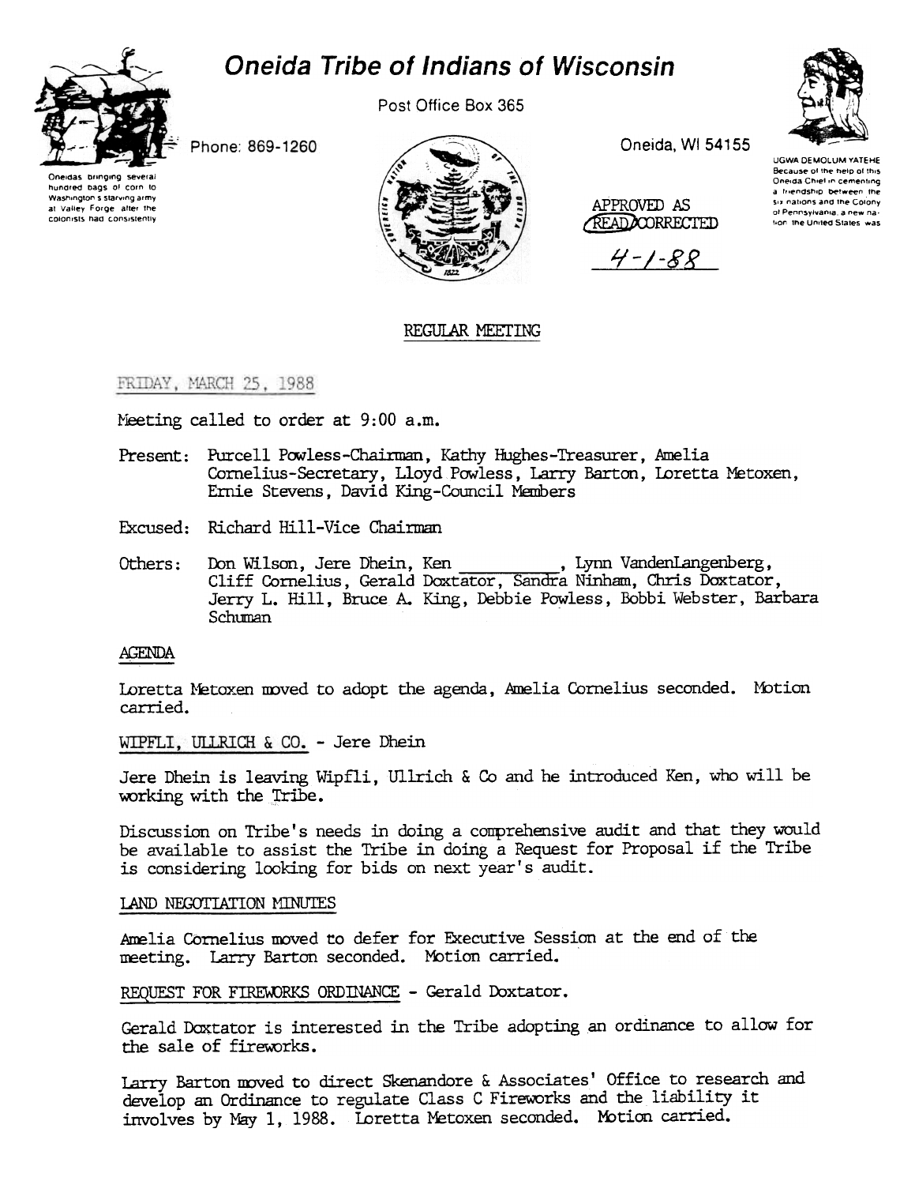# Oneida Tribe of Indians of Wisconsin

Post Office Box 365

Phone: 869-1260

Oneida, WI 54155

Oneidas bringing several hundred bags of corn to Washington's starving army at Valley Forge after the colonists had consistently

UGWA DEMOLUM YATEHE Because of the help of this Oneida Chief in cementing a friendship between the six nations and the Colony of Pennsylvania, a new nation, the United States was

APPROVED AS READ/CORRECTED

4-1-88

## REGULAR MEETING

FRIDAY, MARCH 25, 1988

Meeting called to order at 9:00 a.m.

Present: Purcell Powless-Chairman, Kathy Hughes-Treasurer, Amelia Cornelius-Secretary, Lloyd Powless, Larry Barton, Loretta Metoxen, Ernie Stevens, David King-Council Members

Excused: Richard Hill-Vice Chairman

Others: Don Wilson, Jere Dhein, Ken __________, Lynn VandenLangenberg, Cliff Cornelius, Gerald Doxtator, Sandra Ninham, Chris Doxtator, Jerry L. Hill, Bruce A. King, Debbie Powless, Bobbi Webster, Barbara Schuman

### AGENDA

Loretta Metoxen moved to adopt the agenda, Amelia Cornelius seconded. Motion carried.

### WIPFLI, ULLRICH & CO. - Jere Dhein

Jere Dhein is leaving Wipfli, Ullrich & Co and he introduced Ken, who will be working with the Tribe.

Discussion on Tribe's needs in doing a comprehensive audit and that they would be available to assist the Tribe in doing a Request for Proposal if the Tribe is considering looking for bids on next year's audit.

### LAND NEGOTIATION MINUTES

Amelia Cornelius moved to defer for Executive Session at the end of the meeting. Larry Barton seconded. Motion carried.

### REQUEST FOR FIREWORKS ORDINANCE - Gerald Doxtator.

Gerald Doxtator is interested in the Tribe adopting an ordinance to allow for the sale of fireworks.

Larry Barton moved to direct Skenandore & Associates' Office to research and develop an Ordinance to regulate Class C Fireworks and the liability it involves by May 1, 1988. Loretta Metoxen seconded. Motion carried.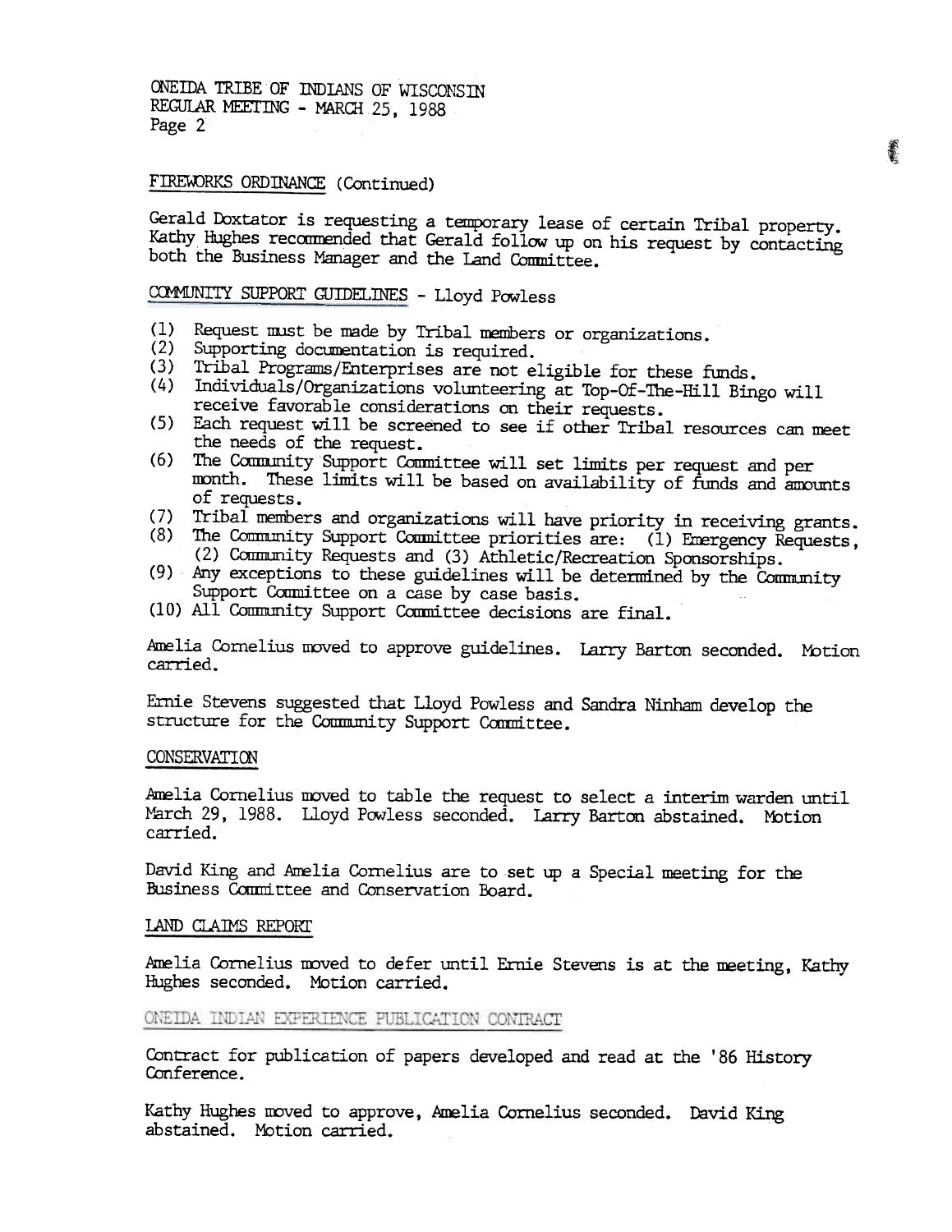## FIREWORKS ORDINANCE (Continued)

Gerald Doxtator is requesting a temporary lease of certain Tribal property. Kathy Hughes recommended that Gerald follow up on his request by contacting both the Business Manager and the Land Committee.

## COMMUNITY SUPPORT GUIDELINES - Lloyd Powless

(1) Request must be made by Tribal members or organizations.
(2) Supporting documentation is required.
(3) Tribal Programs/Enterprises are not eligible for these funds.
(4) Individuals/Organizations volunteering at Top-Of-The-Hill Bingo will receive favorable considerations on their requests.
(5) Each request will be screened to see if other Tribal resources can meet the needs of the request.
(6) The Community Support Committee will set limits per request and per month. These limits will be based on availability of funds and amounts of requests.
(7) Tribal members and organizations will have priority in receiving grants.
(8) The Community Support Committee priorities are: (1) Emergency Requests, (2) Community Requests and (3) Athletic/Recreation Sponsorships.
(9) Any exceptions to these guidelines will be determined by the Community Support Committee on a case by case basis.
(10) All Community Support Committee decisions are final.

Amelia Cornelius moved to approve guidelines. Larry Barton seconded. Motion carried.

Ernie Stevens suggested that Lloyd Powless and Sandra Ninham develop the structure for the Community Support Committee.

## CONSERVATION

Amelia Cornelius moved to table the request to select a interim warden until March 29, 1988. Lloyd Powless seconded. Larry Barton abstained. Motion carried.

David King and Amelia Cornelius are to set up a Special meeting for the Business Committee and Conservation Board.

## LAND CLAIMS REPORT

Amelia Cornelius moved to defer until Ernie Stevens is at the meeting, Kathy Hughes seconded. Motion carried.

## ONEIDA INDIAN EXPERIENCE PUBLICATION CONTRACT

Contract for publication of papers developed and read at the '86 History Conference.

Kathy Hughes moved to approve, Amelia Cornelius seconded. David King abstained. Motion carried.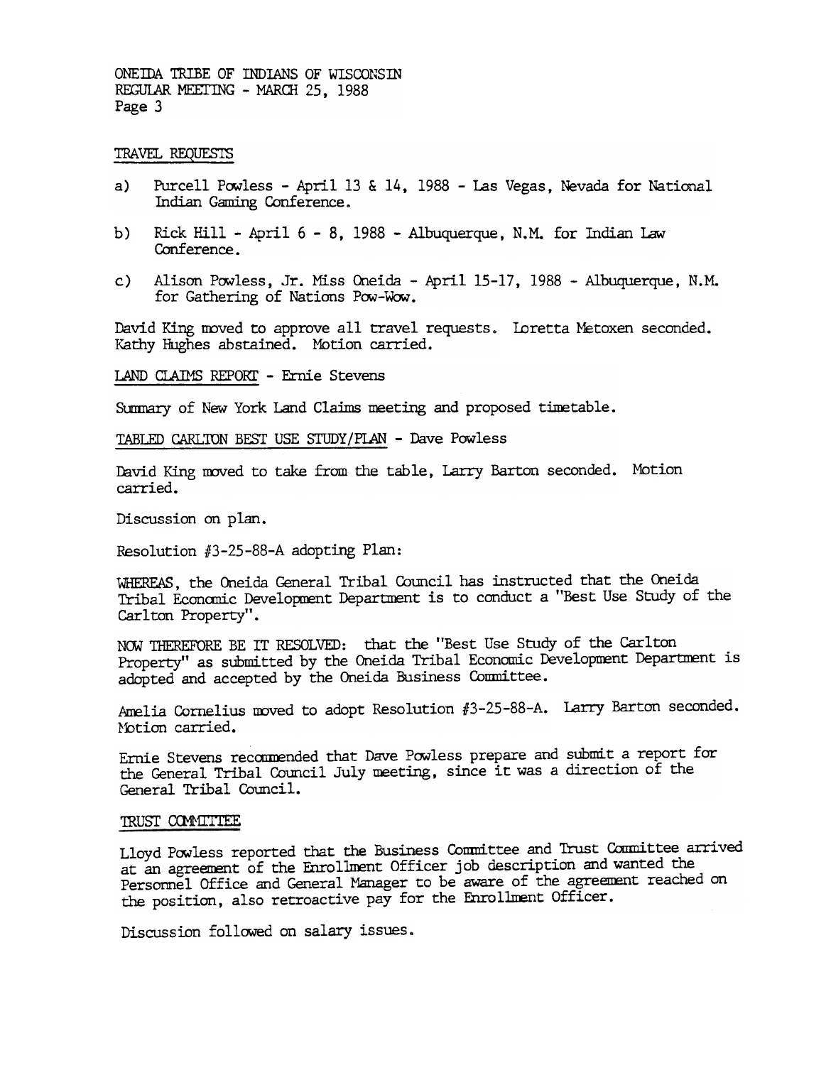TRAVEL REQUESTS

a) Purcell Powless - April 13 & 14, 1988 - Las Vegas, Nevada for National Indian Gaming Conference.

b) Rick Hill - April 6 - 8, 1988 - Albuquerque, N.M. for Indian Law Conference.

c) Alison Powless, Jr. Miss Oneida - April 15-17, 1988 - Albuquerque, N.M. for Gathering of Nations Pow-Wow.

David King moved to approve all travel requests. Loretta Metoxen seconded. Kathy Hughes abstained. Motion carried.

LAND CLAIMS REPORT - Ernie Stevens

Summary of New York Land Claims meeting and proposed timetable.

TABLED CARLTON BEST USE STUDY/PLAN - Dave Powless

David King moved to take from the table, Larry Barton seconded. Motion carried.

Discussion on plan.

Resolution #3-25-88-A adopting Plan:

WHEREAS, the Oneida General Tribal Council has instructed that the Oneida Tribal Economic Development Department is to conduct a "Best Use Study of the Carlton Property".

NOW THEREFORE BE IT RESOLVED: that the "Best Use Study of the Carlton Property" as submitted by the Oneida Tribal Economic Development Department is adopted and accepted by the Oneida Business Committee.

Amelia Cornelius moved to adopt Resolution #3-25-88-A. Larry Barton seconded. Motion carried.

Ernie Stevens recommended that Dave Powless prepare and submit a report for the General Tribal Council July meeting, since it was a direction of the General Tribal Council.

TRUST COMMITTEE

Lloyd Powless reported that the Business Committee and Trust Committee arrived at an agreement of the Enrollment Officer job description and wanted the Personnel Office and General Manager to be aware of the agreement reached on the position, also retroactive pay for the Enrollment Officer.

Discussion followed on salary issues.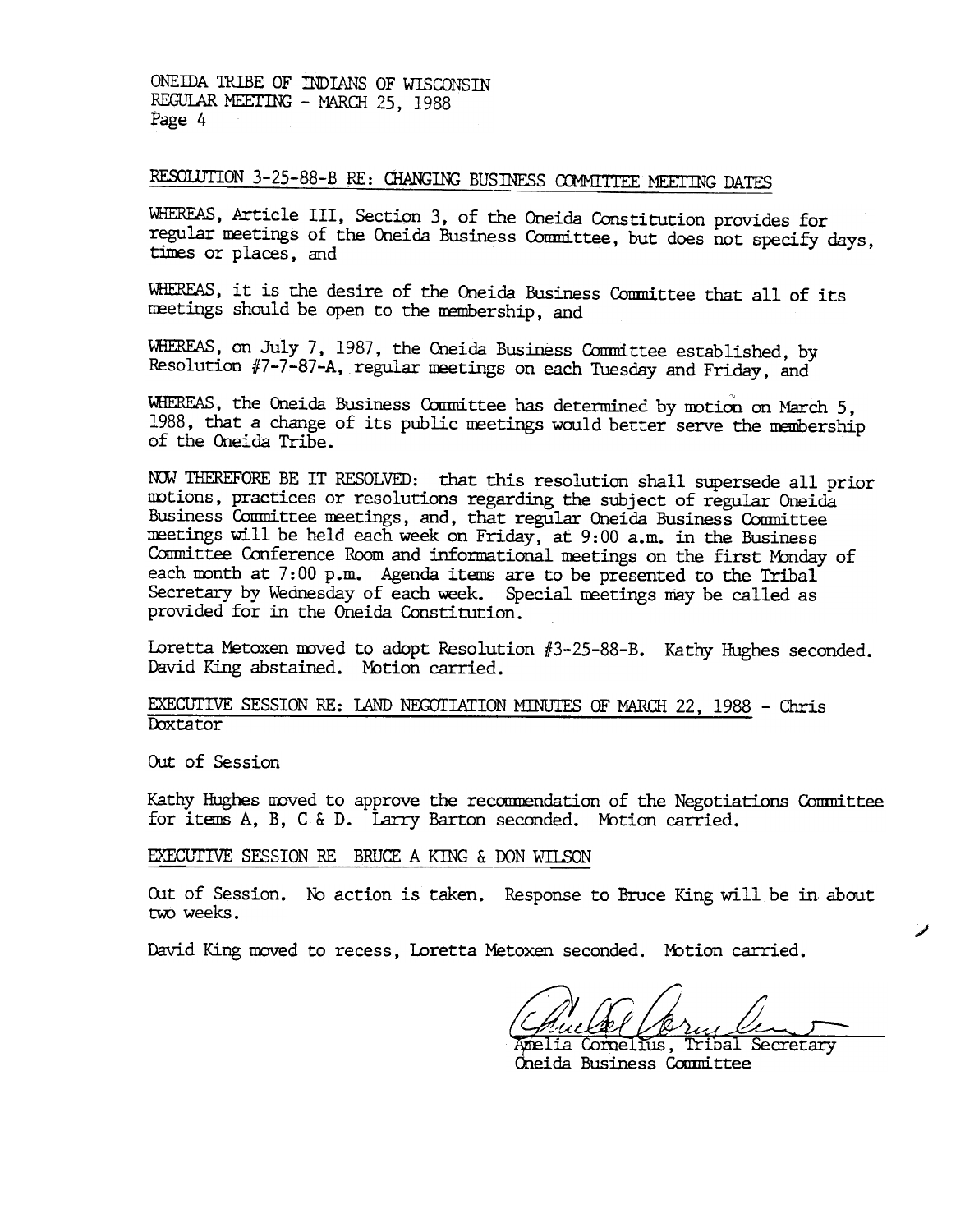ONEIDA TRIBE OF INDIANS OF WISCONSIN
REGULAR MEETING - MARCH 25, 1988
Page 4

RESOLUTION 3-25-88-B RE: CHANGING BUSINESS COMMITTEE MEETING DATES

WHEREAS, Article III, Section 3, of the Oneida Constitution provides for regular meetings of the Oneida Business Committee, but does not specify days, times or places, and

WHEREAS, it is the desire of the Oneida Business Committee that all of its meetings should be open to the membership, and

WHEREAS, on July 7, 1987, the Oneida Business Committee established, by Resolution #7-7-87-A, regular meetings on each Tuesday and Friday, and

WHEREAS, the Oneida Business Committee has determined by motion on March 5, 1988, that a change of its public meetings would better serve the membership of the Oneida Tribe.

NOW THEREFORE BE IT RESOLVED: that this resolution shall supersede all prior motions, practices or resolutions regarding the subject of regular Oneida Business Committee meetings, and, that regular Oneida Business Committee meetings will be held each week on Friday, at 9:00 a.m. in the Business Committee Conference Room and informational meetings on the first Monday of each month at 7:00 p.m. Agenda items are to be presented to the Tribal Secretary by Wednesday of each week. Special meetings may be called as provided for in the Oneida Constitution.

Loretta Metoxen moved to adopt Resolution #3-25-88-B. Kathy Hughes seconded. David King abstained. Motion carried.

EXECUTIVE SESSION RE: LAND NEGOTIATION MINUTES OF MARCH 22, 1988 - Chris Doxtator

Out of Session

Kathy Hughes moved to approve the recommendation of the Negotiations Committee for items A, B, C & D. Larry Barton seconded. Motion carried.

EXECUTIVE SESSION RE BRUCE A KING & DON WILSON

Out of Session. No action is taken. Response to Bruce King will be in about two weeks.

David King moved to recess, Loretta Metoxen seconded. Motion carried.

Amelia Cornelius, Tribal Secretary
Oneida Business Committee